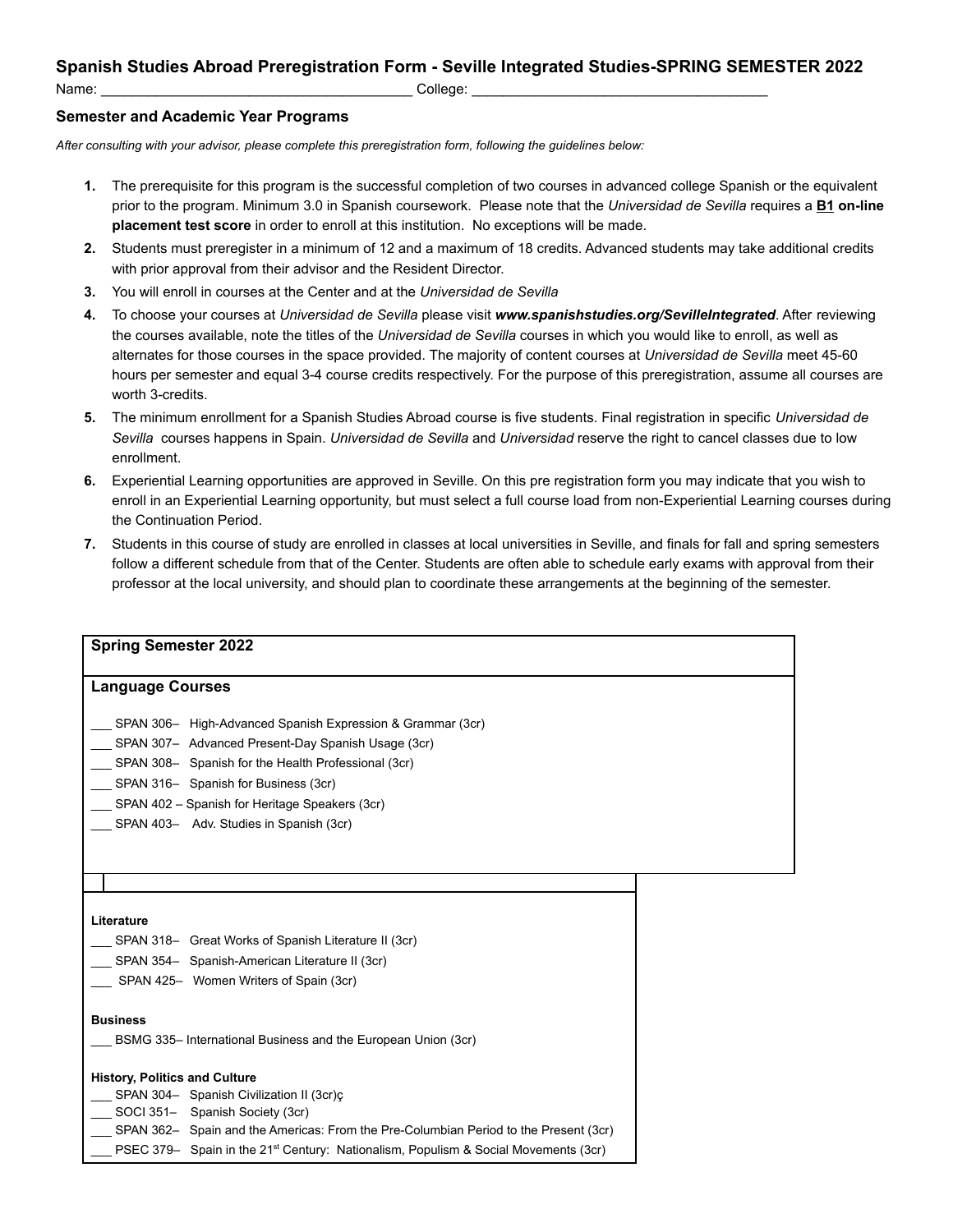## Spanish Studies Abroad Preregistration Form - Seville Integrated Studies-SPRING SEMESTER 2022

Name: _______________________________________ College: ______________________________________

### Semester and Academic Year Programs

*After consulting with your advisor, please complete this preregistration form, following the guidelines below:*

1. The prerequisite for this program is the successful completion of two courses in advanced college Spanish or the equivalent prior to the program. Minimum 3.0 in Spanish coursework. Please note that the *Universidad de Sevilla* requires a **B1 on-line placement test score** in order to enroll at this institution. No exceptions will be made.
2. Students must preregister in a minimum of 12 and a maximum of 18 credits. Advanced students may take additional credits with prior approval from their advisor and the Resident Director.
3. You will enroll in courses at the Center and at the *Universidad de Sevilla*
4. To choose your courses at *Universidad de Sevilla* please visit ***www.spanishstudies.org/SevilleIntegrated***. After reviewing the courses available, note the titles of the *Universidad de Sevilla* courses in which you would like to enroll, as well as alternates for those courses in the space provided. The majority of content courses at *Universidad de Sevilla* meet 45-60 hours per semester and equal 3-4 course credits respectively. For the purpose of this preregistration, assume all courses are worth 3-credits.
5. The minimum enrollment for a Spanish Studies Abroad course is five students. Final registration in specific *Universidad de Sevilla* courses happens in Spain. *Universidad de Sevilla* and *Universidad* reserve the right to cancel classes due to low enrollment.
6. Experiential Learning opportunities are approved in Seville. On this pre registration form you may indicate that you wish to enroll in an Experiential Learning opportunity, but must select a full course load from non-Experiential Learning courses during the Continuation Period.
7. Students in this course of study are enrolled in classes at local universities in Seville, and finals for fall and spring semesters follow a different schedule from that of the Center. Students are often able to schedule early exams with approval from their professor at the local university, and should plan to coordinate these arrangements at the beginning of the semester.

### Spring Semester 2022

#### Language Courses

___ SPAN 306– High-Advanced Spanish Expression & Grammar (3cr)
___ SPAN 307– Advanced Present-Day Spanish Usage (3cr)
___ SPAN 308– Spanish for the Health Professional (3cr)
___ SPAN 316– Spanish for Business (3cr)
___ SPAN 402 – Spanish for Heritage Speakers (3cr)
___ SPAN 403– Adv. Studies in Spanish (3cr)

**Literature**

___ SPAN 318– Great Works of Spanish Literature II (3cr)
___ SPAN 354– Spanish-American Literature II (3cr)
___ SPAN 425– Women Writers of Spain (3cr)

**Business**

___ BSMG 335– International Business and the European Union (3cr)

**History, Politics and Culture**

___ SPAN 304– Spanish Civilization II (3cr)ç
___ SOCI 351– Spanish Society (3cr)
___ SPAN 362– Spain and the Americas: From the Pre-Columbian Period to the Present (3cr)
___ PSEC 379– Spain in the 21st Century: Nationalism, Populism & Social Movements (3cr)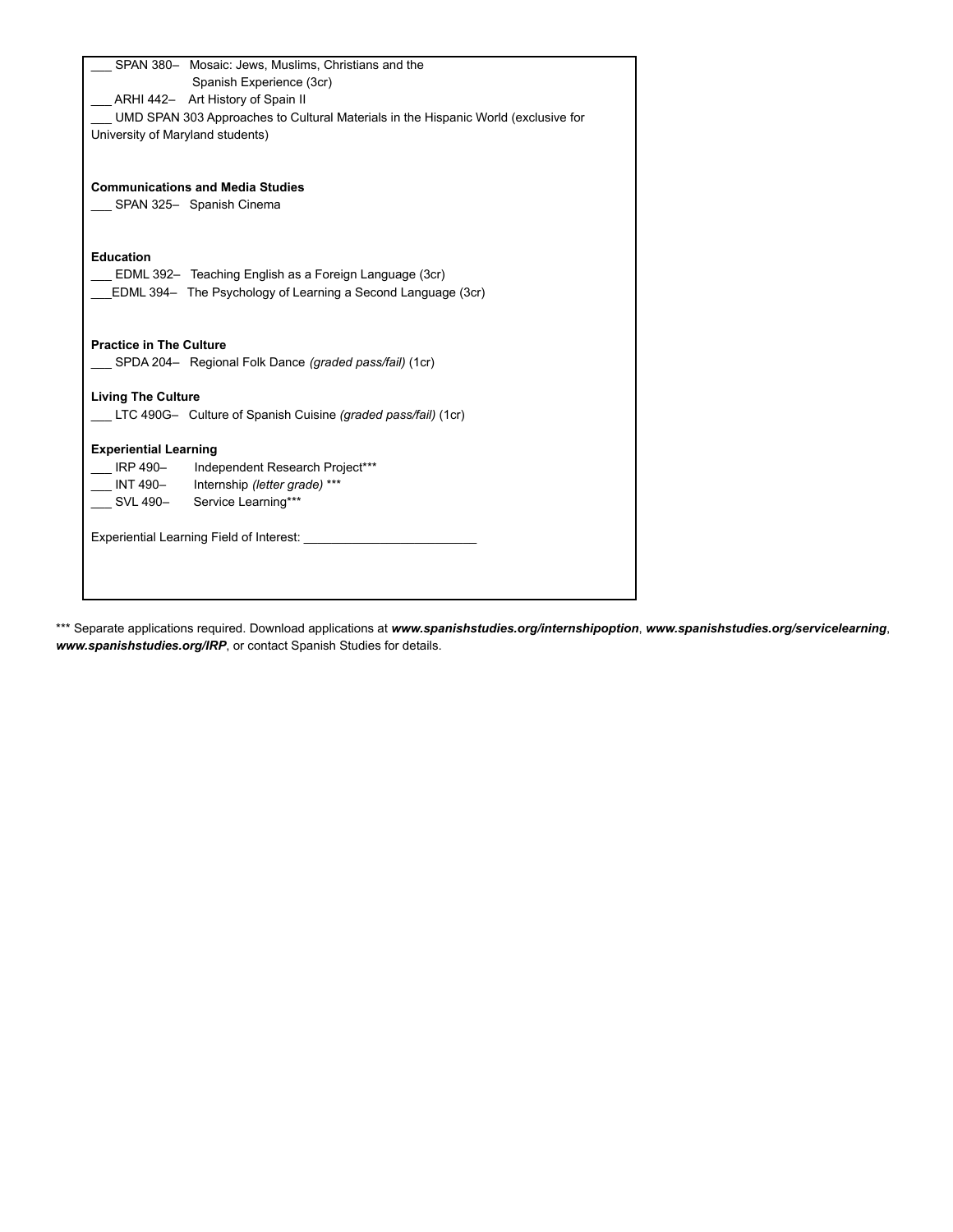___ SPAN 380– Mosaic: Jews, Muslims, Christians and the Spanish Experience (3cr)
___ ARHI 442– Art History of Spain II
___ UMD SPAN 303 Approaches to Cultural Materials in the Hispanic World (exclusive for University of Maryland students)

**Communications and Media Studies**
___ SPAN 325– Spanish Cinema

**Education**
___ EDML 392– Teaching English as a Foreign Language (3cr)
___EDML 394– The Psychology of Learning a Second Language (3cr)

**Practice in The Culture**
___ SPDA 204– Regional Folk Dance *(graded pass/fail)* (1cr)

**Living The Culture**
___ LTC 490G– Culture of Spanish Cuisine *(graded pass/fail)* (1cr)

**Experiential Learning**
___ IRP 490– Independent Research Project***
___ INT 490– Internship *(letter grade)* ***
___ SVL 490– Service Learning***

Experiential Learning Field of Interest: _________________________

*** Separate applications required. Download applications at ***www.spanishstudies.org/internshipoption***, ***www.spanishstudies.org/servicelearning***, ***www.spanishstudies.org/IRP***, or contact Spanish Studies for details.